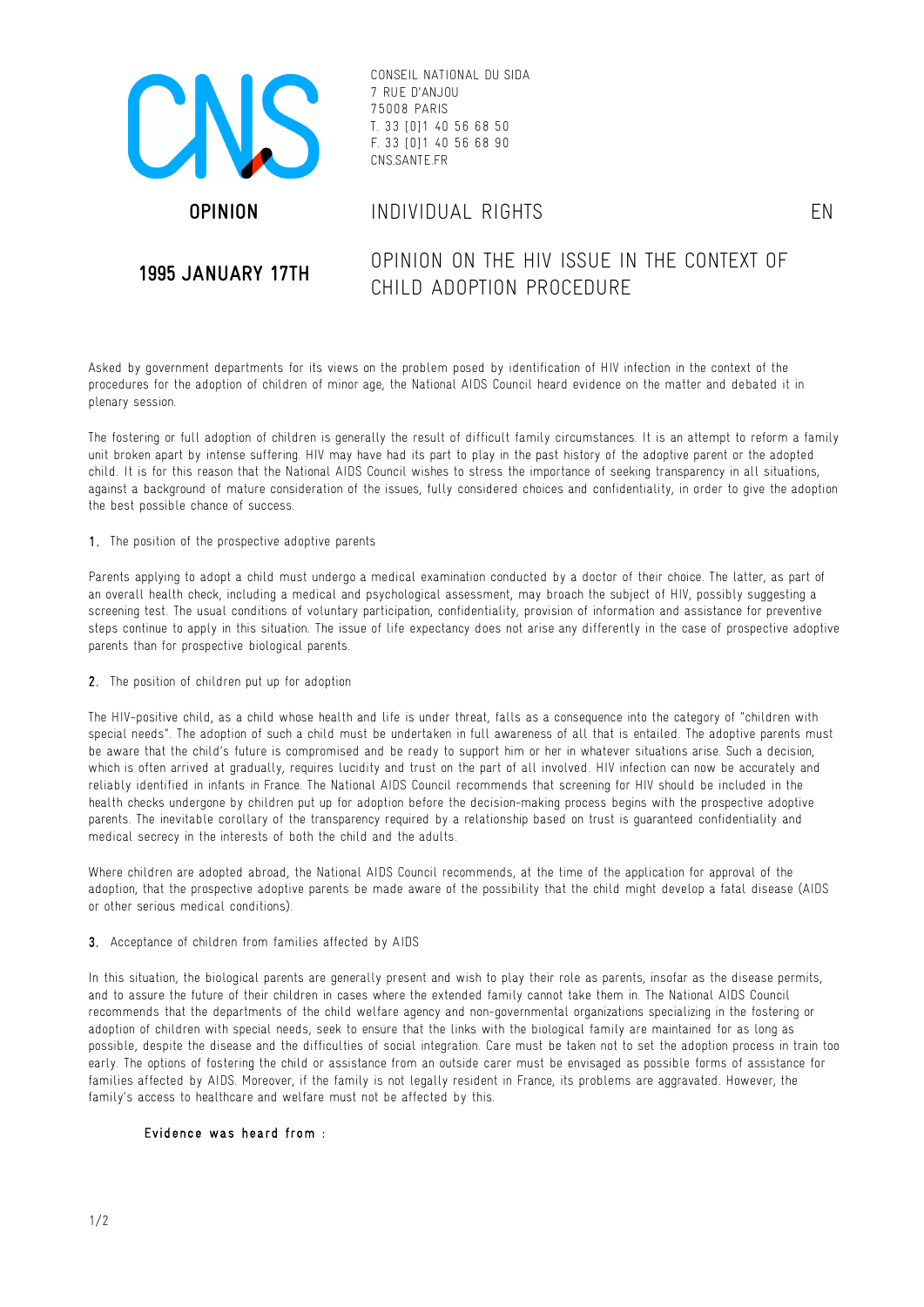CONSEIL NATIONAL DU SIDA
7 RUE D'ANJOU
75008 PARIS
T. 33 [0]1 40 56 68 50
F. 33 [0]1 40 56 68 90
CNS.SANTE.FR

**OPINION**

INDIVIDUAL RIGHTS

EN

**1995 JANUARY 17TH**

# OPINION ON THE HIV ISSUE IN THE CONTEXT OF CHILD ADOPTION PROCEDURE

Asked by government departments for its views on the problem posed by identification of HIV infection in the context of the procedures for the adoption of children of minor age, the National AIDS Council heard evidence on the matter and debated it in plenary session.

The fostering or full adoption of children is generally the result of difficult family circumstances. It is an attempt to reform a family unit broken apart by intense suffering. HIV may have had its part to play in the past history of the adoptive parent or the adopted child. It is for this reason that the National AIDS Council wishes to stress the importance of seeking transparency in all situations, against a background of mature consideration of the issues, fully considered choices and confidentiality, in order to give the adoption the best possible chance of success.

**1.** The position of the prospective adoptive parents

Parents applying to adopt a child must undergo a medical examination conducted by a doctor of their choice. The latter, as part of an overall health check, including a medical and psychological assessment, may broach the subject of HIV, possibly suggesting a screening test. The usual conditions of voluntary participation, confidentiality, provision of information and assistance for preventive steps continue to apply in this situation. The issue of life expectancy does not arise any differently in the case of prospective adoptive parents than for prospective biological parents.

**2.** The position of children put up for adoption

The HIV-positive child, as a child whose health and life is under threat, falls as a consequence into the category of "children with special needs". The adoption of such a child must be undertaken in full awareness of all that is entailed. The adoptive parents must be aware that the child's future is compromised and be ready to support him or her in whatever situations arise. Such a decision, which is often arrived at gradually, requires lucidity and trust on the part of all involved. HIV infection can now be accurately and reliably identified in infants in France. The National AIDS Council recommends that screening for HIV should be included in the health checks undergone by children put up for adoption before the decision-making process begins with the prospective adoptive parents. The inevitable corollary of the transparency required by a relationship based on trust is guaranteed confidentiality and medical secrecy in the interests of both the child and the adults.

Where children are adopted abroad, the National AIDS Council recommends, at the time of the application for approval of the adoption, that the prospective adoptive parents be made aware of the possibility that the child might develop a fatal disease (AIDS or other serious medical conditions).

**3.** Acceptance of children from families affected by AIDS

In this situation, the biological parents are generally present and wish to play their role as parents, insofar as the disease permits, and to assure the future of their children in cases where the extended family cannot take them in. The National AIDS Council recommends that the departments of the child welfare agency and non-governmental organizations specializing in the fostering or adoption of children with special needs, seek to ensure that the links with the biological family are maintained for as long as possible, despite the disease and the difficulties of social integration. Care must be taken not to set the adoption process in train too early. The options of fostering the child or assistance from an outside carer must be envisaged as possible forms of assistance for families affected by AIDS. Moreover, if the family is not legally resident in France, its problems are aggravated. However, the family's access to healthcare and welfare must not be affected by this.

**Evidence was heard from :**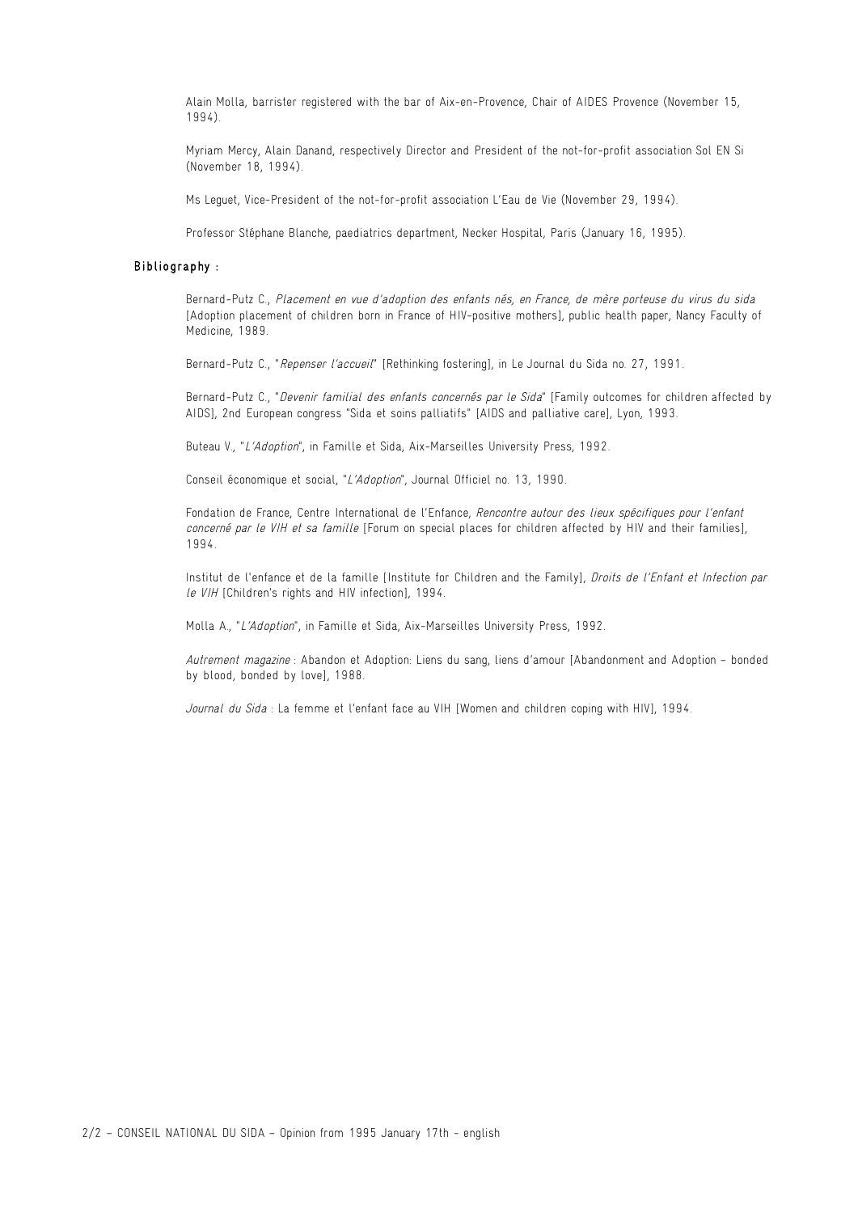Alain Molla, barrister registered with the bar of Aix-en-Provence, Chair of AIDES Provence (November 15, 1994).

Myriam Mercy, Alain Danand, respectively Director and President of the not-for-profit association Sol EN Si (November 18, 1994).

Ms Leguet, Vice-President of the not-for-profit association L'Eau de Vie (November 29, 1994).

Professor Stéphane Blanche, paediatrics department, Necker Hospital, Paris (January 16, 1995).

**Bibliography :**

Bernard-Putz C., *Placement en vue d'adoption des enfants nés, en France, de mère porteuse du virus du sida* [Adoption placement of children born in France of HIV-positive mothers], public health paper, Nancy Faculty of Medicine, 1989.

Bernard-Putz C., "*Repenser l'accueil*" [Rethinking fostering], in Le Journal du Sida no. 27, 1991.

Bernard-Putz C., "*Devenir familial des enfants concernés par le Sida*" [Family outcomes for children affected by AIDS], 2nd European congress "Sida et soins palliatifs" [AIDS and palliative care], Lyon, 1993.

Buteau V., "*L'Adoption*", in Famille et Sida, Aix-Marseilles University Press, 1992.

Conseil économique et social, "*L'Adoption*", Journal Officiel no. 13, 1990.

Fondation de France, Centre International de l'Enfance, *Rencontre autour des lieux spécifiques pour l'enfant concerné par le VIH et sa famille* [Forum on special places for children affected by HIV and their families], 1994.

Institut de l'enfance et de la famille [Institute for Children and the Family], *Droits de l'Enfant et Infection par le VIH* [Children's rights and HIV infection], 1994.

Molla A., "*L'Adoption*", in Famille et Sida, Aix-Marseilles University Press, 1992.

*Autrement magazine* : Abandon et Adoption: Liens du sang, liens d'amour [Abandonment and Adoption – bonded by blood, bonded by love], 1988.

*Journal du Sida* : La femme et l'enfant face au VIH [Women and children coping with HIV], 1994.